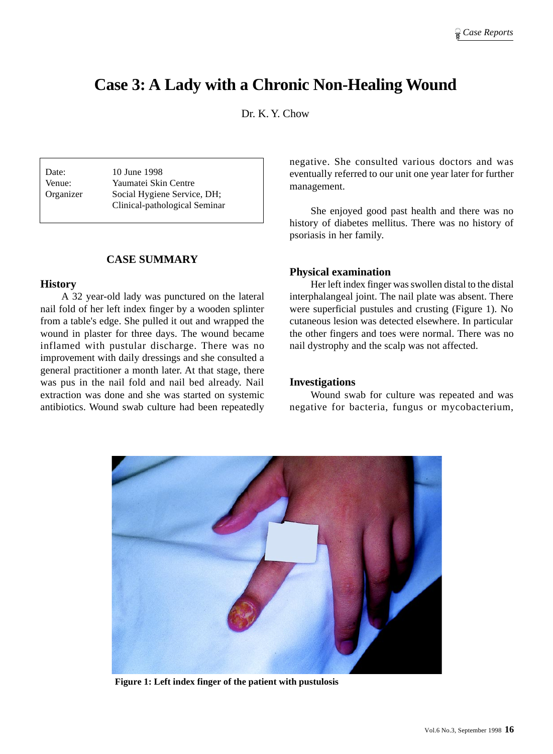# Case 3: A Lady with a Chronic Non-Healing Wound

Dr. K. Y. Chow

| | |
|---|---|
| Date: | 10 June 1998 |
| Venue: | Yaumatei Skin Centre |
| Organizer | Social Hygiene Service, DH; Clinical-pathological Seminar |

## CASE SUMMARY

### History

A 32 year-old lady was punctured on the lateral nail fold of her left index finger by a wooden splinter from a table's edge. She pulled it out and wrapped the wound in plaster for three days. The wound became inflamed with pustular discharge. There was no improvement with daily dressings and she consulted a general practitioner a month later. At that stage, there was pus in the nail fold and nail bed already. Nail extraction was done and she was started on systemic antibiotics. Wound swab culture had been repeatedly negative. She consulted various doctors and was eventually referred to our unit one year later for further management.

She enjoyed good past health and there was no history of diabetes mellitus. There was no history of psoriasis in her family.

### Physical examination

Her left index finger was swollen distal to the distal interphalangeal joint. The nail plate was absent. There were superficial pustules and crusting (Figure 1). No cutaneous lesion was detected elsewhere. In particular the other fingers and toes were normal. There was no nail dystrophy and the scalp was not affected.

### Investigations

Wound swab for culture was repeated and was negative for bacteria, fungus or mycobacterium,

**Figure 1: Left index finger of the patient with pustulosis**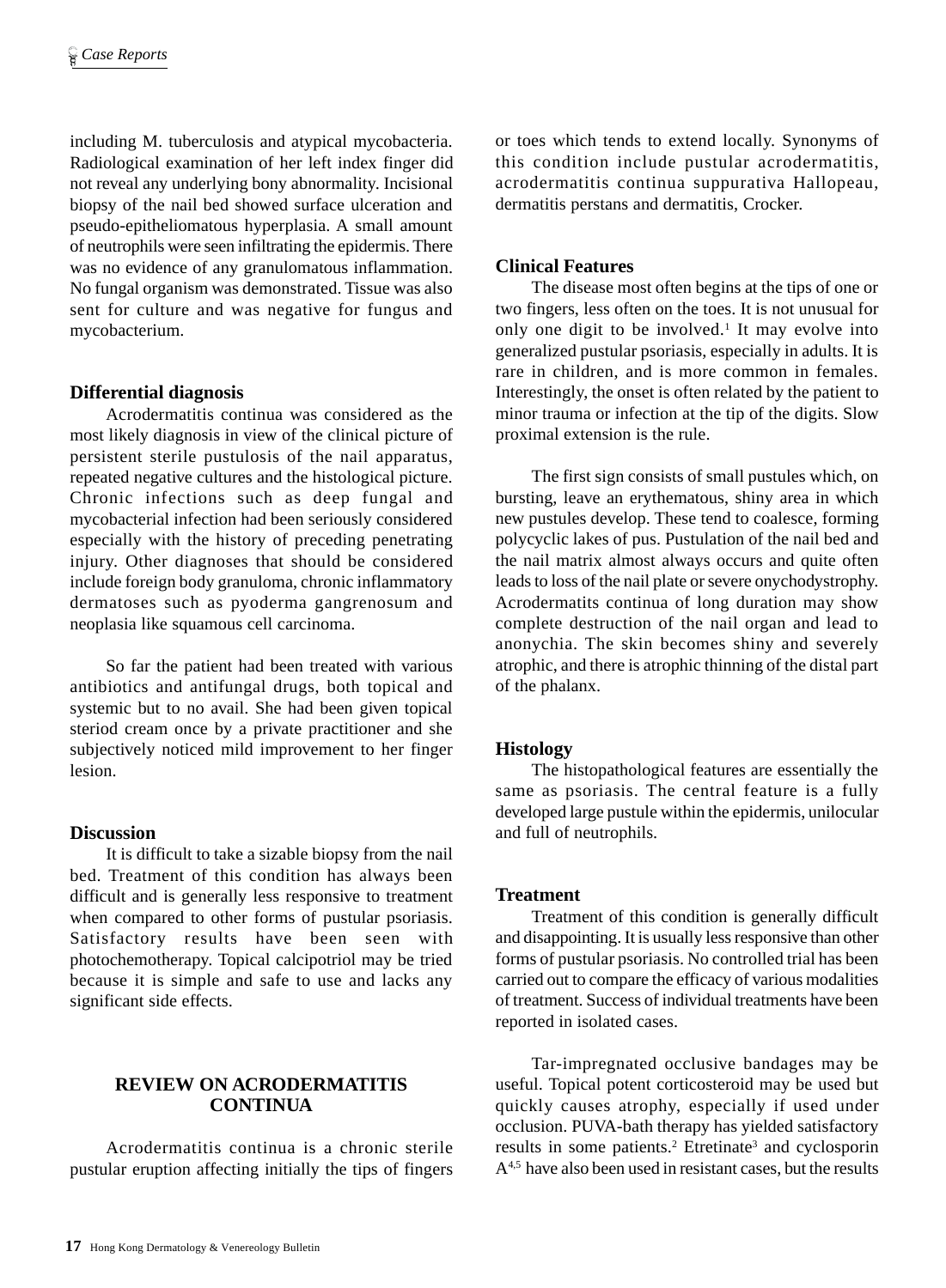including M. tuberculosis and atypical mycobacteria. Radiological examination of her left index finger did not reveal any underlying bony abnormality. Incisional biopsy of the nail bed showed surface ulceration and pseudo-epitheliomatous hyperplasia. A small amount of neutrophils were seen infiltrating the epidermis. There was no evidence of any granulomatous inflammation. No fungal organism was demonstrated. Tissue was also sent for culture and was negative for fungus and mycobacterium.

### Differential diagnosis

Acrodermatitis continua was considered as the most likely diagnosis in view of the clinical picture of persistent sterile pustulosis of the nail apparatus, repeated negative cultures and the histological picture. Chronic infections such as deep fungal and mycobacterial infection had been seriously considered especially with the history of preceding penetrating injury. Other diagnoses that should be considered include foreign body granuloma, chronic inflammatory dermatoses such as pyoderma gangrenosum and neoplasia like squamous cell carcinoma.

So far the patient had been treated with various antibiotics and antifungal drugs, both topical and systemic but to no avail. She had been given topical steriod cream once by a private practitioner and she subjectively noticed mild improvement to her finger lesion.

### Discussion

It is difficult to take a sizable biopsy from the nail bed. Treatment of this condition has always been difficult and is generally less responsive to treatment when compared to other forms of pustular psoriasis. Satisfactory results have been seen with photochemotherapy. Topical calcipotriol may be tried because it is simple and safe to use and lacks any significant side effects.

## REVIEW ON ACRODERMATITIS CONTINUA

Acrodermatitis continua is a chronic sterile pustular eruption affecting initially the tips of fingers or toes which tends to extend locally. Synonyms of this condition include pustular acrodermatitis, acrodermatitis continua suppurativa Hallopeau, dermatitis perstans and dermatitis, Crocker.

### Clinical Features

The disease most often begins at the tips of one or two fingers, less often on the toes. It is not unusual for only one digit to be involved.[1] It may evolve into generalized pustular psoriasis, especially in adults. It is rare in children, and is more common in females. Interestingly, the onset is often related by the patient to minor trauma or infection at the tip of the digits. Slow proximal extension is the rule.

The first sign consists of small pustules which, on bursting, leave an erythematous, shiny area in which new pustules develop. These tend to coalesce, forming polycyclic lakes of pus. Pustulation of the nail bed and the nail matrix almost always occurs and quite often leads to loss of the nail plate or severe onychodystrophy. Acrodermatits continua of long duration may show complete destruction of the nail organ and lead to anonychia. The skin becomes shiny and severely atrophic, and there is atrophic thinning of the distal part of the phalanx.

### Histology

The histopathological features are essentially the same as psoriasis. The central feature is a fully developed large pustule within the epidermis, unilocular and full of neutrophils.

### Treatment

Treatment of this condition is generally difficult and disappointing. It is usually less responsive than other forms of pustular psoriasis. No controlled trial has been carried out to compare the efficacy of various modalities of treatment. Success of individual treatments have been reported in isolated cases.

Tar-impregnated occlusive bandages may be useful. Topical potent corticosteroid may be used but quickly causes atrophy, especially if used under occlusion. PUVA-bath therapy has yielded satisfactory results in some patients.[2] Etretinate[3] and cyclosporin A[4,5] have also been used in resistant cases, but the results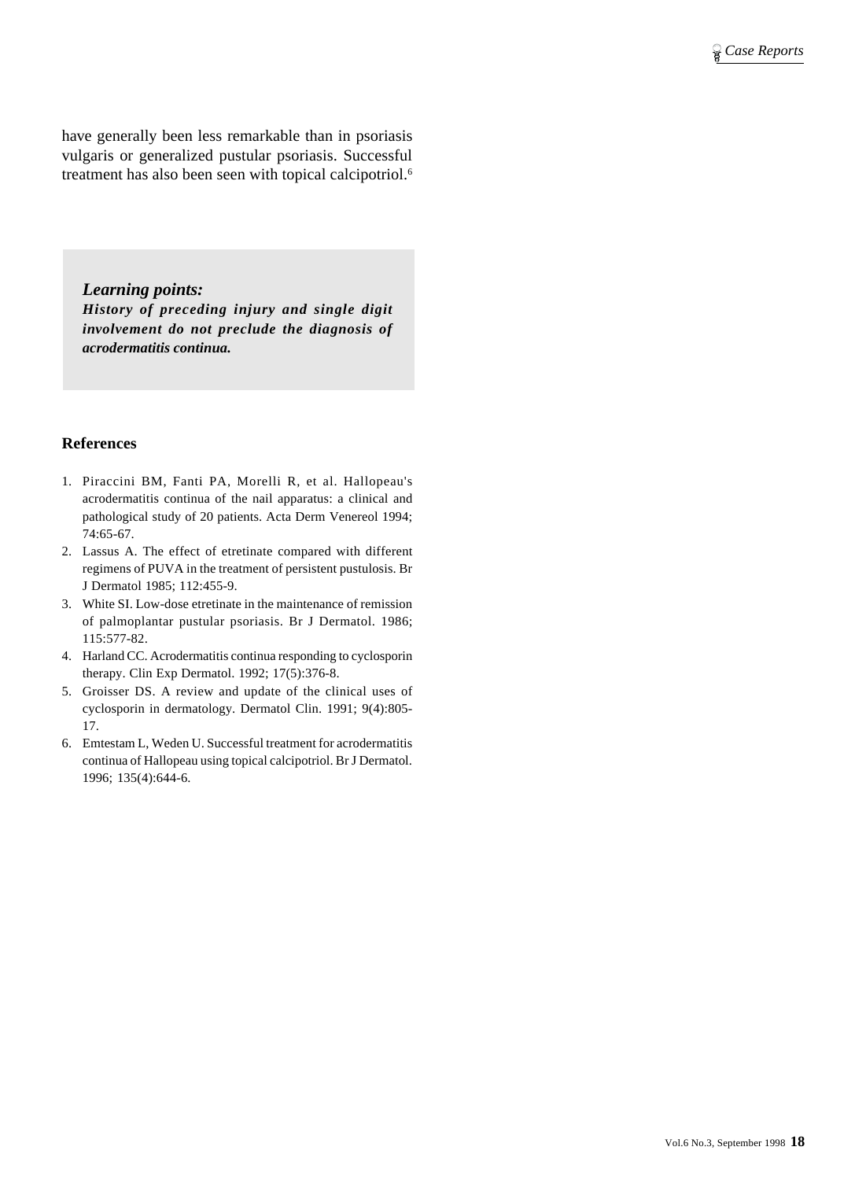have generally been less remarkable than in psoriasis vulgaris or generalized pustular psoriasis. Successful treatment has also been seen with topical calcipotriol.[6]

> ***Learning points:***
> ***History of preceding injury and single digit involvement do not preclude the diagnosis of acrodermatitis continua.***

## References

1. Piraccini BM, Fanti PA, Morelli R, et al. Hallopeau's acrodermatitis continua of the nail apparatus: a clinical and pathological study of 20 patients. Acta Derm Venereol 1994; 74:65-67.
2. Lassus A. The effect of etretinate compared with different regimens of PUVA in the treatment of persistent pustulosis. Br J Dermatol 1985; 112:455-9.
3. White SI. Low-dose etretinate in the maintenance of remission of palmoplantar pustular psoriasis. Br J Dermatol. 1986; 115:577-82.
4. Harland CC. Acrodermatitis continua responding to cyclosporin therapy. Clin Exp Dermatol. 1992; 17(5):376-8.
5. Groisser DS. A review and update of the clinical uses of cyclosporin in dermatology. Dermatol Clin. 1991; 9(4):805-17.
6. Emtestam L, Weden U. Successful treatment for acrodermatitis continua of Hallopeau using topical calcipotriol. Br J Dermatol. 1996; 135(4):644-6.